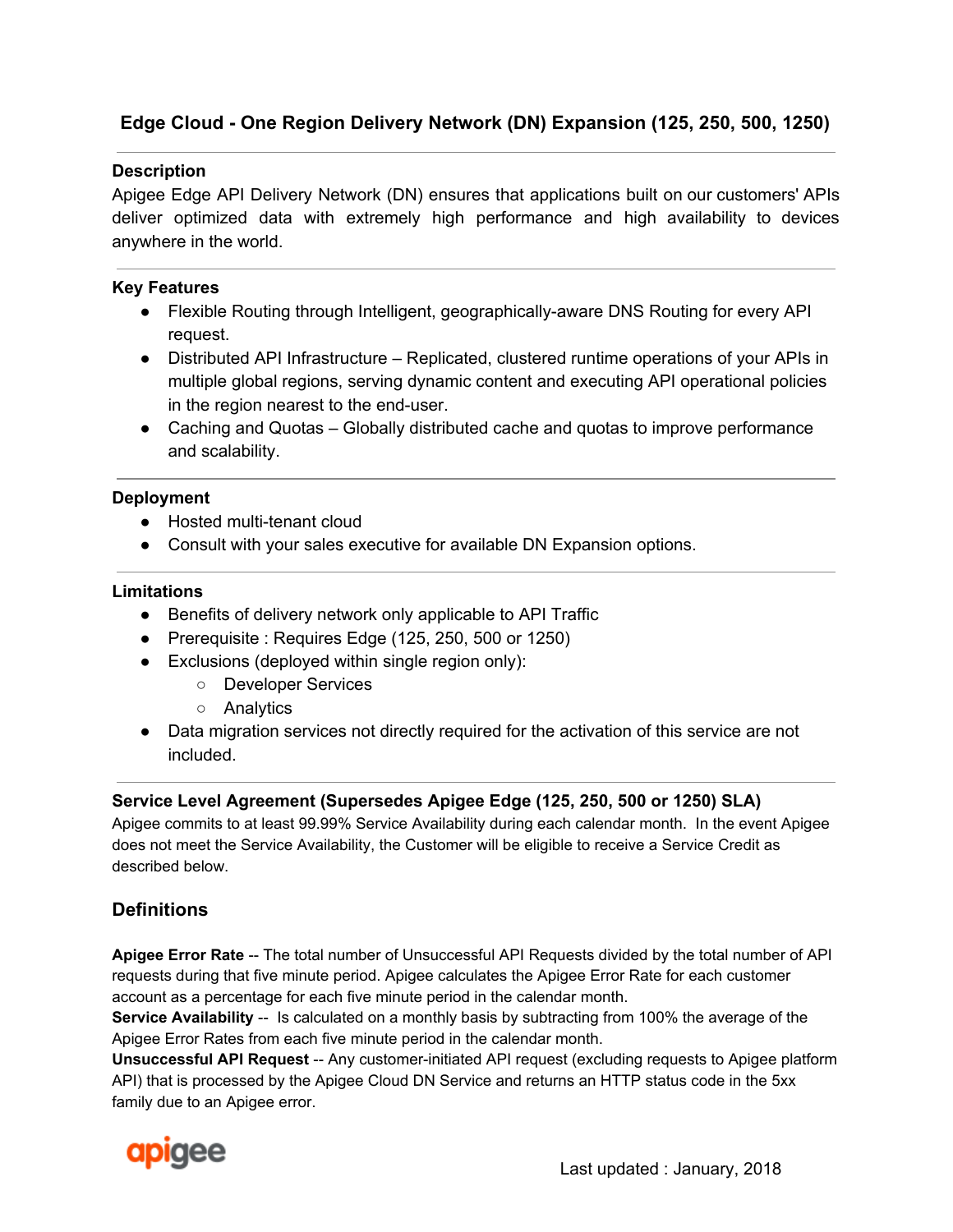# Edge Cloud - One Region Delivery Network (DN) Expansion (125, 250, 500, 1250)

### Description

Apigee Edge API Delivery Network (DN) ensures that applications built on our customers' APIs deliver optimized data with extremely high performance and high availability to devices anywhere in the world.

### Key Features

- Flexible Routing through Intelligent, geographically-aware DNS Routing for every API request.
- Distributed API Infrastructure – Replicated, clustered runtime operations of your APIs in multiple global regions, serving dynamic content and executing API operational policies in the region nearest to the end-user.
- Caching and Quotas – Globally distributed cache and quotas to improve performance and scalability.

### Deployment

- Hosted multi-tenant cloud
- Consult with your sales executive for available DN Expansion options.

### Limitations

- Benefits of delivery network only applicable to API Traffic
- Prerequisite : Requires Edge (125, 250, 500 or 1250)
- Exclusions (deployed within single region only):
  - Developer Services
  - Analytics
- Data migration services not directly required for the activation of this service are not included.

### Service Level Agreement (Supersedes Apigee Edge (125, 250, 500 or 1250) SLA)

Apigee commits to at least 99.99% Service Availability during each calendar month. In the event Apigee does not meet the Service Availability, the Customer will be eligible to receive a Service Credit as described below.

## Definitions

**Apigee Error Rate** -- The total number of Unsuccessful API Requests divided by the total number of API requests during that five minute period. Apigee calculates the Apigee Error Rate for each customer account as a percentage for each five minute period in the calendar month.
**Service Availability** -- Is calculated on a monthly basis by subtracting from 100% the average of the Apigee Error Rates from each five minute period in the calendar month.
**Unsuccessful API Request** -- Any customer-initiated API request (excluding requests to Apigee platform API) that is processed by the Apigee Cloud DN Service and returns an HTTP status code in the 5xx family due to an Apigee error.

Last updated : January, 2018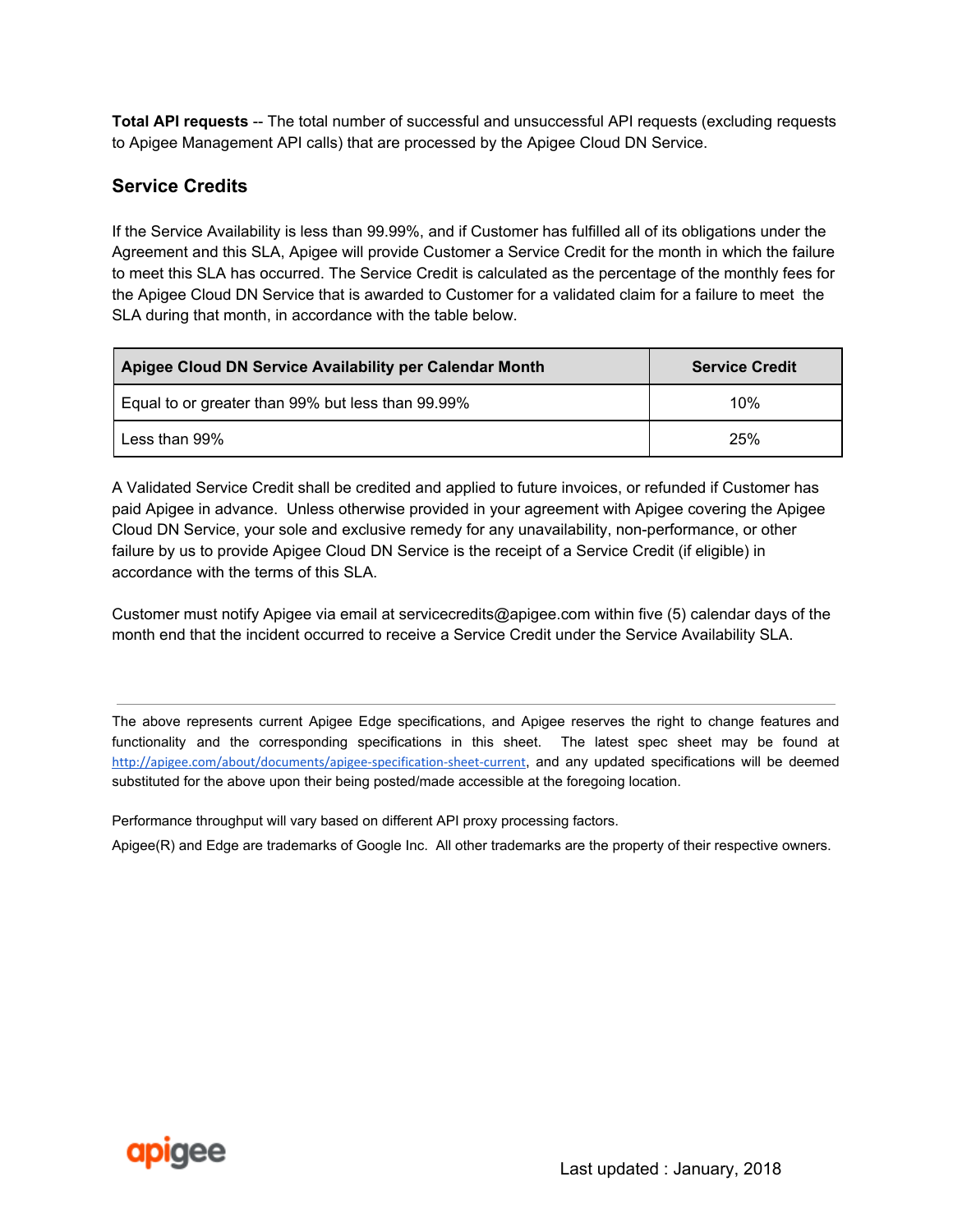**Total API requests** -- The total number of successful and unsuccessful API requests (excluding requests to Apigee Management API calls) that are processed by the Apigee Cloud DN Service.

## Service Credits

If the Service Availability is less than 99.99%, and if Customer has fulfilled all of its obligations under the Agreement and this SLA, Apigee will provide Customer a Service Credit for the month in which the failure to meet this SLA has occurred. The Service Credit is calculated as the percentage of the monthly fees for the Apigee Cloud DN Service that is awarded to Customer for a validated claim for a failure to meet the SLA during that month, in accordance with the table below.

| Apigee Cloud DN Service Availability per Calendar Month | Service Credit |
|---|---|
| Equal to or greater than 99% but less than 99.99% | 10% |
| Less than 99% | 25% |

A Validated Service Credit shall be credited and applied to future invoices, or refunded if Customer has paid Apigee in advance. Unless otherwise provided in your agreement with Apigee covering the Apigee Cloud DN Service, your sole and exclusive remedy for any unavailability, non-performance, or other failure by us to provide Apigee Cloud DN Service is the receipt of a Service Credit (if eligible) in accordance with the terms of this SLA.

Customer must notify Apigee via email at servicecredits@apigee.com within five (5) calendar days of the month end that the incident occurred to receive a Service Credit under the Service Availability SLA.

---

The above represents current Apigee Edge specifications, and Apigee reserves the right to change features and functionality and the corresponding specifications in this sheet. The latest spec sheet may be found at http://apigee.com/about/documents/apigee-specification-sheet-current, and any updated specifications will be deemed substituted for the above upon their being posted/made accessible at the foregoing location.

Performance throughput will vary based on different API proxy processing factors.

Apigee(R) and Edge are trademarks of Google Inc. All other trademarks are the property of their respective owners.

apigee

Last updated : January, 2018